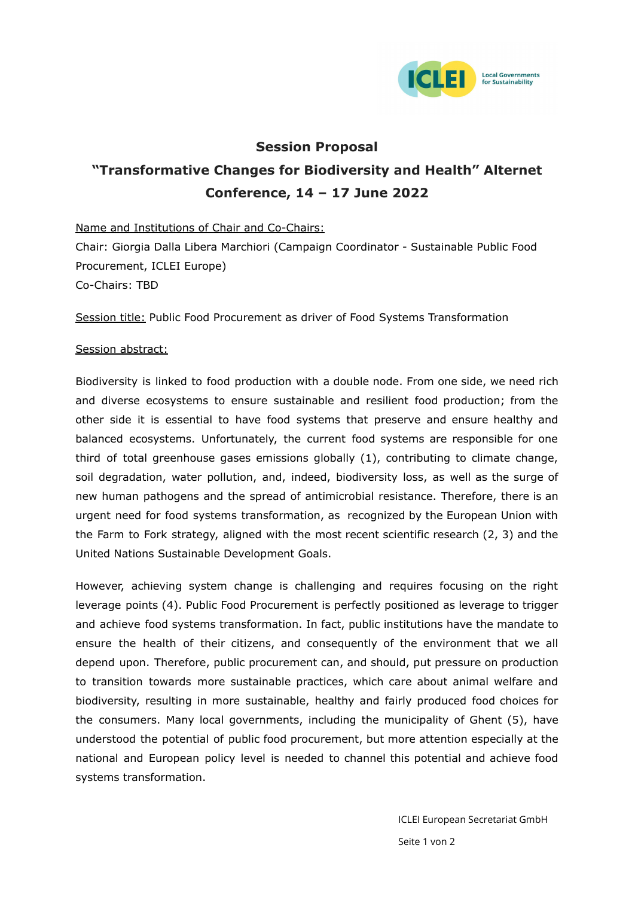# Session Proposal

## "Transformative Changes for Biodiversity and Health" Alternet Conference, 14 – 17 June 2022

Name and Institutions of Chair and Co-Chairs:

Chair: Giorgia Dalla Libera Marchiori (Campaign Coordinator - Sustainable Public Food Procurement, ICLEI Europe)

Co-Chairs: TBD

Session title: Public Food Procurement as driver of Food Systems Transformation

Session abstract:

Biodiversity is linked to food production with a double node. From one side, we need rich and diverse ecosystems to ensure sustainable and resilient food production; from the other side it is essential to have food systems that preserve and ensure healthy and balanced ecosystems. Unfortunately, the current food systems are responsible for one third of total greenhouse gases emissions globally (1), contributing to climate change, soil degradation, water pollution, and, indeed, biodiversity loss, as well as the surge of new human pathogens and the spread of antimicrobial resistance. Therefore, there is an urgent need for food systems transformation, as recognized by the European Union with the Farm to Fork strategy, aligned with the most recent scientific research (2, 3) and the United Nations Sustainable Development Goals.

However, achieving system change is challenging and requires focusing on the right leverage points (4). Public Food Procurement is perfectly positioned as leverage to trigger and achieve food systems transformation. In fact, public institutions have the mandate to ensure the health of their citizens, and consequently of the environment that we all depend upon. Therefore, public procurement can, and should, put pressure on production to transition towards more sustainable practices, which care about animal welfare and biodiversity, resulting in more sustainable, healthy and fairly produced food choices for the consumers. Many local governments, including the municipality of Ghent (5), have understood the potential of public food procurement, but more attention especially at the national and European policy level is needed to channel this potential and achieve food systems transformation.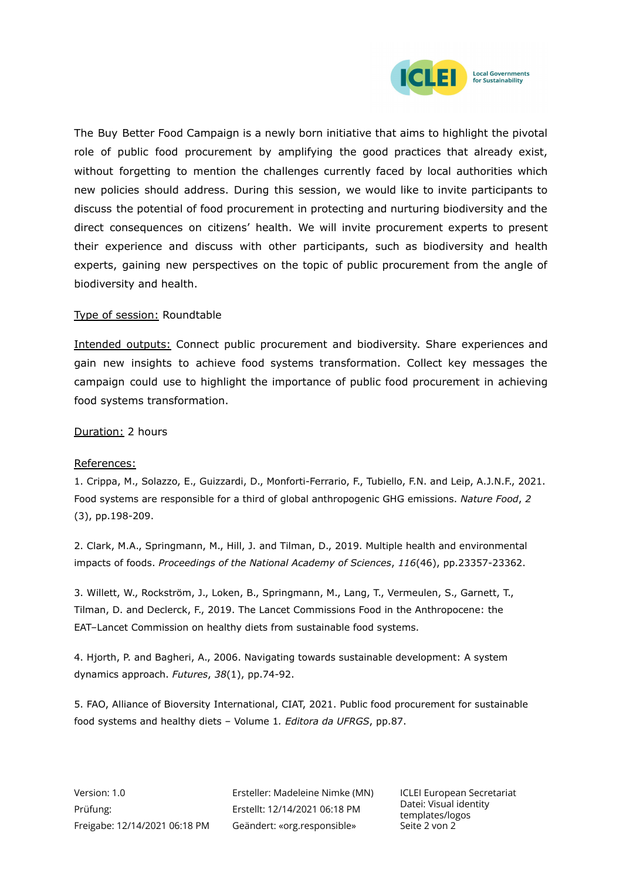The Buy Better Food Campaign is a newly born initiative that aims to highlight the pivotal role of public food procurement by amplifying the good practices that already exist, without forgetting to mention the challenges currently faced by local authorities which new policies should address. During this session, we would like to invite participants to discuss the potential of food procurement in protecting and nurturing biodiversity and the direct consequences on citizens' health. We will invite procurement experts to present their experience and discuss with other participants, such as biodiversity and health experts, gaining new perspectives on the topic of public procurement from the angle of biodiversity and health.

Type of session: Roundtable

Intended outputs: Connect public procurement and biodiversity. Share experiences and gain new insights to achieve food systems transformation. Collect key messages the campaign could use to highlight the importance of public food procurement in achieving food systems transformation.

Duration: 2 hours

References:

1. Crippa, M., Solazzo, E., Guizzardi, D., Monforti-Ferrario, F., Tubiello, F.N. and Leip, A.J.N.F., 2021. Food systems are responsible for a third of global anthropogenic GHG emissions. *Nature Food*, *2* (3), pp.198-209.

2. Clark, M.A., Springmann, M., Hill, J. and Tilman, D., 2019. Multiple health and environmental impacts of foods. *Proceedings of the National Academy of Sciences*, *116*(46), pp.23357-23362.

3. Willett, W., Rockström, J., Loken, B., Springmann, M., Lang, T., Vermeulen, S., Garnett, T., Tilman, D. and Declerck, F., 2019. The Lancet Commissions Food in the Anthropocene: the EAT–Lancet Commission on healthy diets from sustainable food systems.

4. Hjorth, P. and Bagheri, A., 2006. Navigating towards sustainable development: A system dynamics approach. *Futures*, *38*(1), pp.74-92.

5. FAO, Alliance of Bioversity International, CIAT, 2021. Public food procurement for sustainable food systems and healthy diets – Volume 1. *Editora da UFRGS*, pp.87.